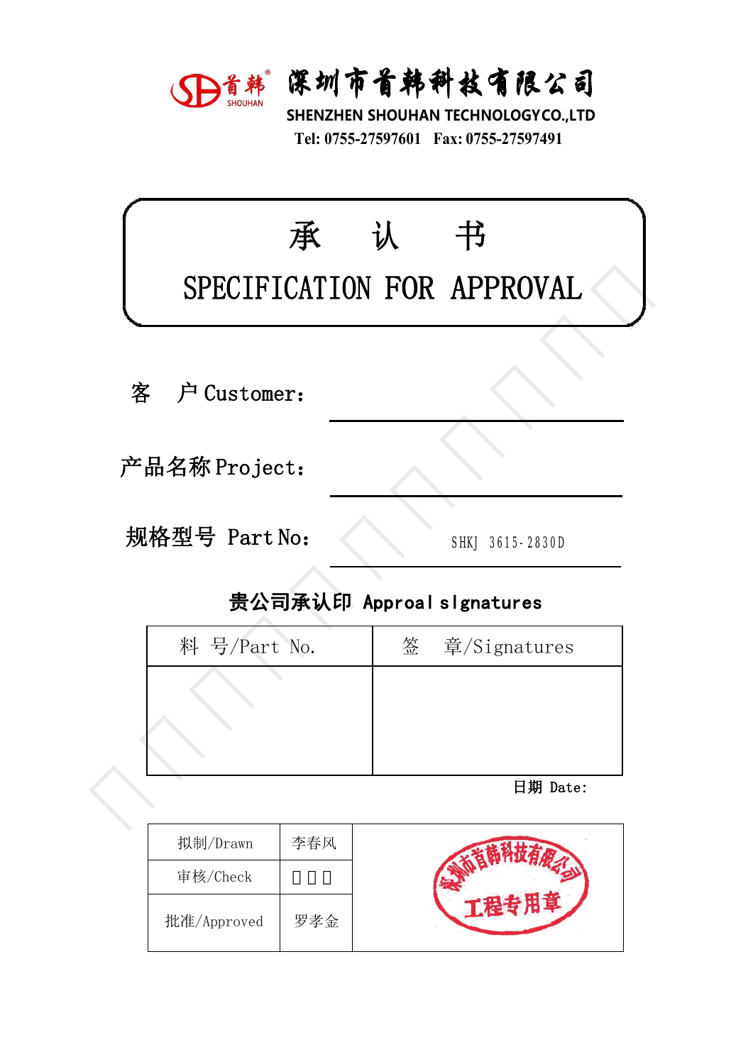首韩 SHOUHAN 深圳市首韩科技有限公司

SHENZHEN SHOUHAN TECHNOLOGYCO.,LTD

Tel: 0755-27597601　Fax: 0755-27597491

# 承　认　书

# SPECIFICATION FOR APPROVAL

客　户 Customer：

产品名称 Project：

规格型号 Part No：　SHKJ 3615-2830D

## 贵公司承认印 Approal sIgnatures

| 料　号/Part No. | 签　章/Signatures |
|---|---|
| | |

日期 Date:

| 拟制/Drawn | 李春风 | 深圳市首韩科技有限公司 工程专用章 |
|---|---|---|
| 审核/Check | □□□ | |
| 批准/Approved | 罗孝金 | |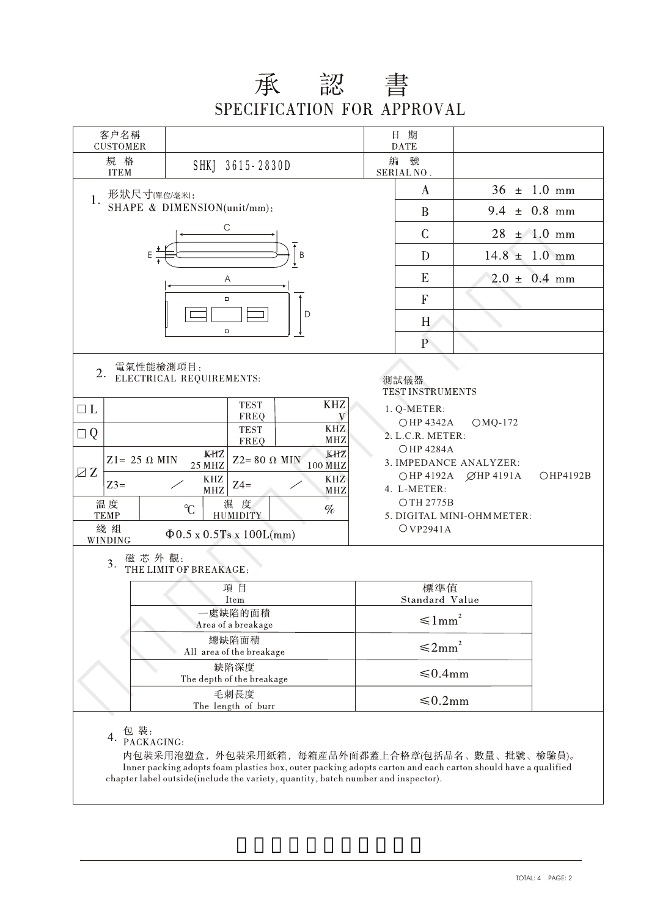# 承 認 書

## SPECIFICATION FOR APPROVAL

| 客户名稱 CUSTOMER | | 日 期 DATE | |
|---|---|---|---|
| 規 格 ITEM | SHKJ 3615-2830D | 編 號 SERIAL NO. | |

### 1. 形狀尺寸(單位/毫米): SHAPE & DIMENSION(unit/mm):

| | |
|---|---|
| A | 36 ± 1.0 mm |
| B | 9.4 ± 0.8 mm |
| C | 28 ± 1.0 mm |
| D | 14.8 ± 1.0 mm |
| E | 2.0 ± 0.4 mm |
| F | |
| H | |
| P | |

### 2. 電氣性能檢測項目: ELECTRICAL REQUIREMENTS:

| | | | | |
|---|---|---|---|---|
| □ L | | TEST FREQ | KHZ V | |
| □ Q | | TEST FREQ | KHZ MHZ | |
| ☒ Z | Z1= 25 Ω MIN | ~~KHZ~~ 25 MHZ | Z2= 80 Ω MIN | ~~KHZ~~ 100 MHZ |
| | Z3= / | KHZ MHZ | Z4= / | KHZ MHZ |
| 溫 度 TEMP | ℃ | 濕 度 HUMIDITY | % | |
| 綫 組 WINDING | Φ0.5 x 0.5Ts x 100L(mm) | | | |

測試儀器
TEST INSTRUMENTS

1. Q-METER:
   ○HP 4342A ○MQ-172
2. L.C.R. METER:
   ○HP 4284A
3. IMPEDANCE ANALYZER:
   ○HP 4192A ∅HP 4191A ○HP4192B
4. L-METER:
   ○TH 2775B
5. DIGITAL MINI-OHM METER:
   ○VP2941A

### 3. 磁 芯 外 觀: THE LIMIT OF BREAKAGE:

| 項 目 Item | 標準值 Standard Value |
|---|---|
| 一處缺陷的面積 Area of a breakage | ≤1mm² |
| 總缺陷面積 All area of the breakage | ≤2mm² |
| 缺陷深度 The depth of the breakage | ≤0.4mm |
| 毛刺長度 The length of burr | ≤0.2mm |

### 4. 包 裝: PACKAGING:

内包裝采用泡塑盒，外包裝采用紙箱，每箱產品外面都蓋上合格章(包括品名、數量、批號、檢驗員)。
Inner packing adopts foam plastics box, outer packing adopts carton and each carton should have a qualified chapter label outside(include the variety, quantity, batch number and inspector).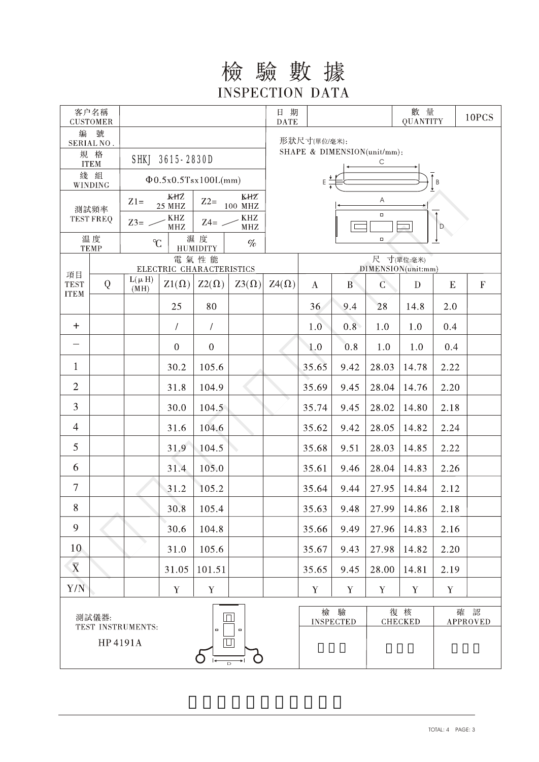# 檢 驗 數 據

## INSPECTION DATA

| 客户名稱 CUSTOMER | | 日 期 DATE | | 數 量 QUANTITY | 10PCS |
|---|---|---|---|---|---|
| 編 號 SERIAL NO. | | 形狀尺寸(單位/毫米): SHAPE & DIMENSION(unit/mm): | | | |
| 規 格 ITEM | SHKJ 3615-2830D | | | | |
| 綫 組 WINDING | Φ0.5x0.5Tsx100L(mm) | | | | |
| 測試頻率 TEST FREQ | Z1= ~~KHZ~~ 25 MHZ　Z2= ~~KHZ~~ 100 MHZ　Z3= ⁄ KHZ MHZ　Z4= ⁄ KHZ MHZ | | | | |
| 温 度 TEMP | ℃　濕 度 HUMIDITY　% | | | | |

| 項目 TEST ITEM | 電氣性能 ELECTRIC CHARACTERISTICS | | | | | | 尺 寸(單位:毫米) DIMENSION(unit:mm) | | | | | |
|---|---|---|---|---|---|---|---|---|---|---|---|---|
| | Q | L(μH) (MH) | Z1(Ω) | Z2(Ω) | Z3(Ω) | Z4(Ω) | A | B | C | D | E | F |
| | | | 25 | 80 | | | 36 | 9.4 | 28 | 14.8 | 2.0 | |
| + | | | / | / | | | 1.0 | 0.8 | 1.0 | 1.0 | 0.4 | |
| − | | | 0 | 0 | | | 1.0 | 0.8 | 1.0 | 1.0 | 0.4 | |
| 1 | | | 30.2 | 105.6 | | | 35.65 | 9.42 | 28.03 | 14.78 | 2.22 | |
| 2 | | | 31.8 | 104.9 | | | 35.69 | 9.45 | 28.04 | 14.76 | 2.20 | |
| 3 | | | 30.0 | 104.5 | | | 35.74 | 9.45 | 28.02 | 14.80 | 2.18 | |
| 4 | | | 31.6 | 104.6 | | | 35.62 | 9.42 | 28.05 | 14.82 | 2.24 | |
| 5 | | | 31.9 | 104.5 | | | 35.68 | 9.51 | 28.03 | 14.85 | 2.22 | |
| 6 | | | 31.4 | 105.0 | | | 35.61 | 9.46 | 28.04 | 14.83 | 2.26 | |
| 7 | | | 31.2 | 105.2 | | | 35.64 | 9.44 | 27.95 | 14.84 | 2.12 | |
| 8 | | | 30.8 | 105.4 | | | 35.63 | 9.48 | 27.99 | 14.86 | 2.18 | |
| 9 | | | 30.6 | 104.8 | | | 35.66 | 9.49 | 27.96 | 14.83 | 2.16 | |
| 10 | | | 31.0 | 105.6 | | | 35.67 | 9.43 | 27.98 | 14.82 | 2.20 | |
| $\bar{X}$ | | | 31.05 | 101.51 | | | 35.65 | 9.45 | 28.00 | 14.81 | 2.19 | |
| Y/N | | | Y | Y | | | Y | Y | Y | Y | Y | |

| 測試儀器: TEST INSTRUMENTS: HP 4191A | 檢 驗 INSPECTED | 復 核 CHECKED | 確 認 APPROVED |
|---|---|---|---|
| | | | |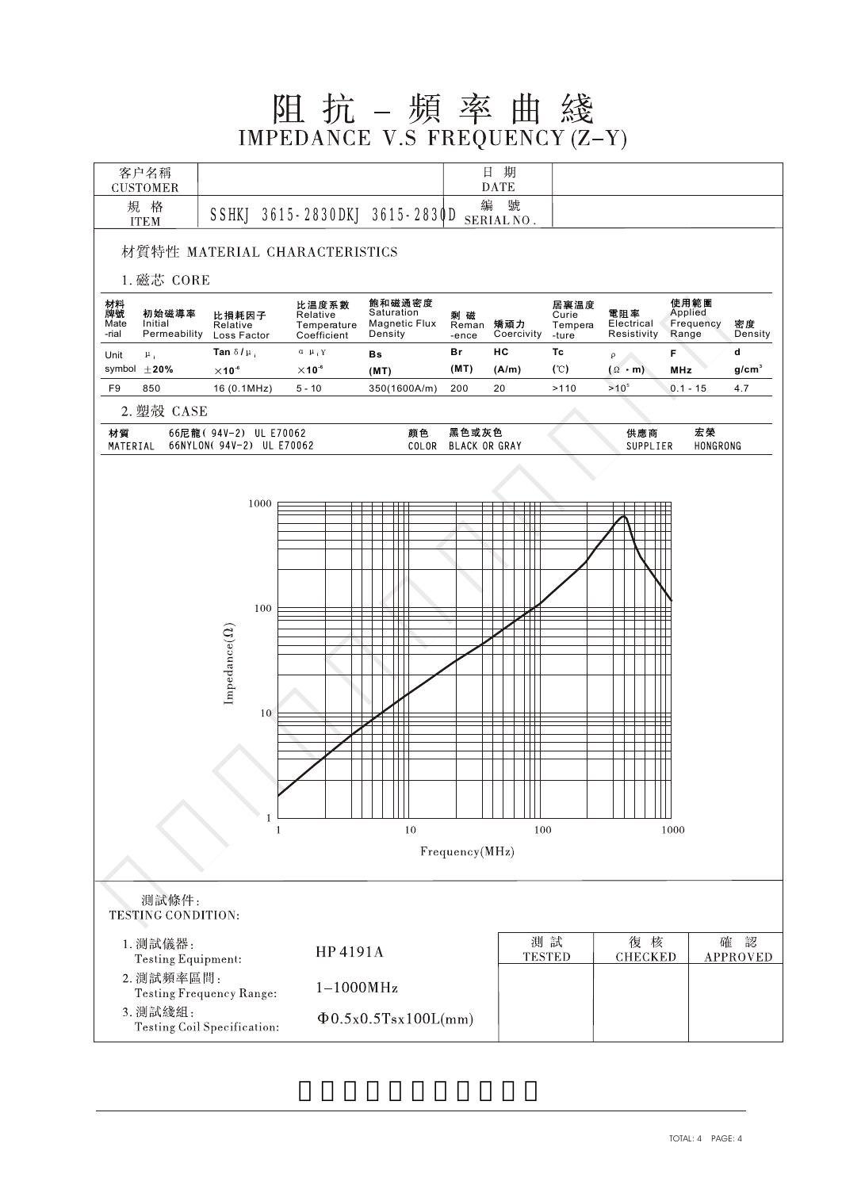# 阻 抗 – 頻 率 曲 綫
## IMPEDANCE V.S FREQUENCY (Z–Y)

| | | | |
|---|---|---|---|
| 客户名稱 CUSTOMER | | 日 期 DATE | |
| 規 格 ITEM | SSHKJ 3615-2830DKJ 3615-2830D | 編 號 SERIAL NO. | |

### 材質特性 MATERIAL CHARACTERISTICS

1. 磁芯 CORE

| 材料牌號 Mate-rial | 初始磁導率 Initial Permeability | 比損耗因子 Relative Loss Factor | 比温度系數 Relative Temperature Coefficient | 飽和磁通密度 Saturation Magnetic Flux Density | 剩 磁 Reman-ence | 矯頑力 Coercivity | 居裏温度 Curie Tempera-ture | 電阻率 Electrical Resistivity | 使用範圍 Applied Frequency Range | 密度 Density |
|---|---|---|---|---|---|---|---|---|---|---|
| Unit symbol | $\mu_i$ ±20% | Tan $\delta/\mu_i$ $\times 10^{-6}$ | $\alpha\mu_i r$ $\times 10^{-6}$ | Bs (MT) | Br (MT) | HC (A/m) | Tc (℃) | $\rho$ ($\Omega\cdot$m) | F MHz | d g/cm$^3$ |
| F9 | 850 | 16 (0.1MHz) | 5 - 10 | 350(1600A/m) | 200 | 20 | >110 | $>10^5$ | 0.1 - 15 | 4.7 |

2. 塑殼 CASE

| | | | | | |
|---|---|---|---|---|---|
| 材質 MATERIAL | 66尼龍( 94V-2) UL E70062 66NYLON( 94V-2) UL E70062 | 顏色 COLOR | 黑色或灰色 BLACK OR GRAY | 供應商 SUPPLIER | 宏榮 HONGRONG |

1000
100
10
1
Impedance(Ω)
1
10
100
1000
Frequency(MHz)

測試條件:
TESTING CONDITION:

| | | 測 試 TESTED | 復 核 CHECKED | 確 認 APPROVED |
|---|---|---|---|---|
| 1. 測試儀器: Testing Equipment: | HP 4191A | | | |
| 2. 測試頻率區間: Testing Frequency Range: | 1–1000MHz | | | |
| 3. 測試綫組: Testing Coil Specification: | Φ0.5x0.5Tsx100L(mm) | | | |